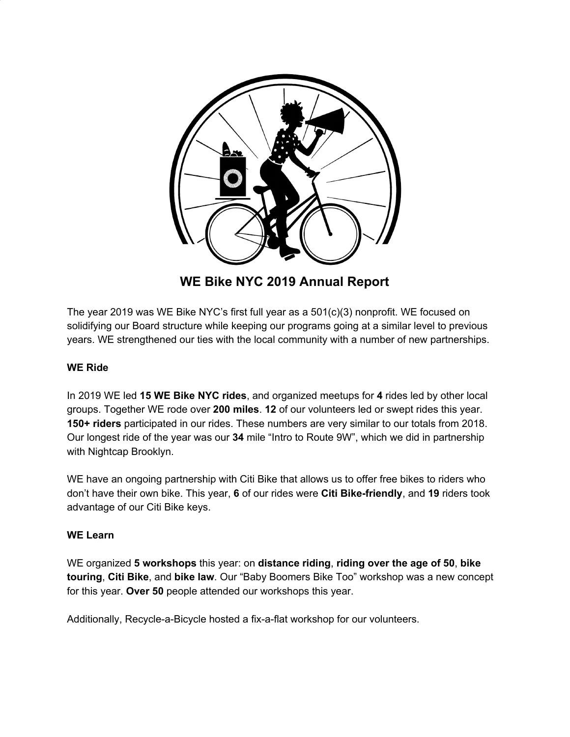# WE Bike NYC 2019 Annual Report

The year 2019 was WE Bike NYC's first full year as a 501(c)(3) nonprofit. WE focused on solidifying our Board structure while keeping our programs going at a similar level to previous years. WE strengthened our ties with the local community with a number of new partnerships.

**WE Ride**

In 2019 WE led **15 WE Bike NYC rides**, and organized meetups for **4** rides led by other local groups. Together WE rode over **200 miles**. **12** of our volunteers led or swept rides this year. **150+ riders** participated in our rides. These numbers are very similar to our totals from 2018. Our longest ride of the year was our **34** mile "Intro to Route 9W", which we did in partnership with Nightcap Brooklyn.

WE have an ongoing partnership with Citi Bike that allows us to offer free bikes to riders who don't have their own bike. This year, **6** of our rides were **Citi Bike-friendly**, and **19** riders took advantage of our Citi Bike keys.

**WE Learn**

WE organized **5 workshops** this year: on **distance riding**, **riding over the age of 50**, **bike touring**, **Citi Bike**, and **bike law**. Our "Baby Boomers Bike Too" workshop was a new concept for this year. **Over 50** people attended our workshops this year.

Additionally, Recycle-a-Bicycle hosted a fix-a-flat workshop for our volunteers.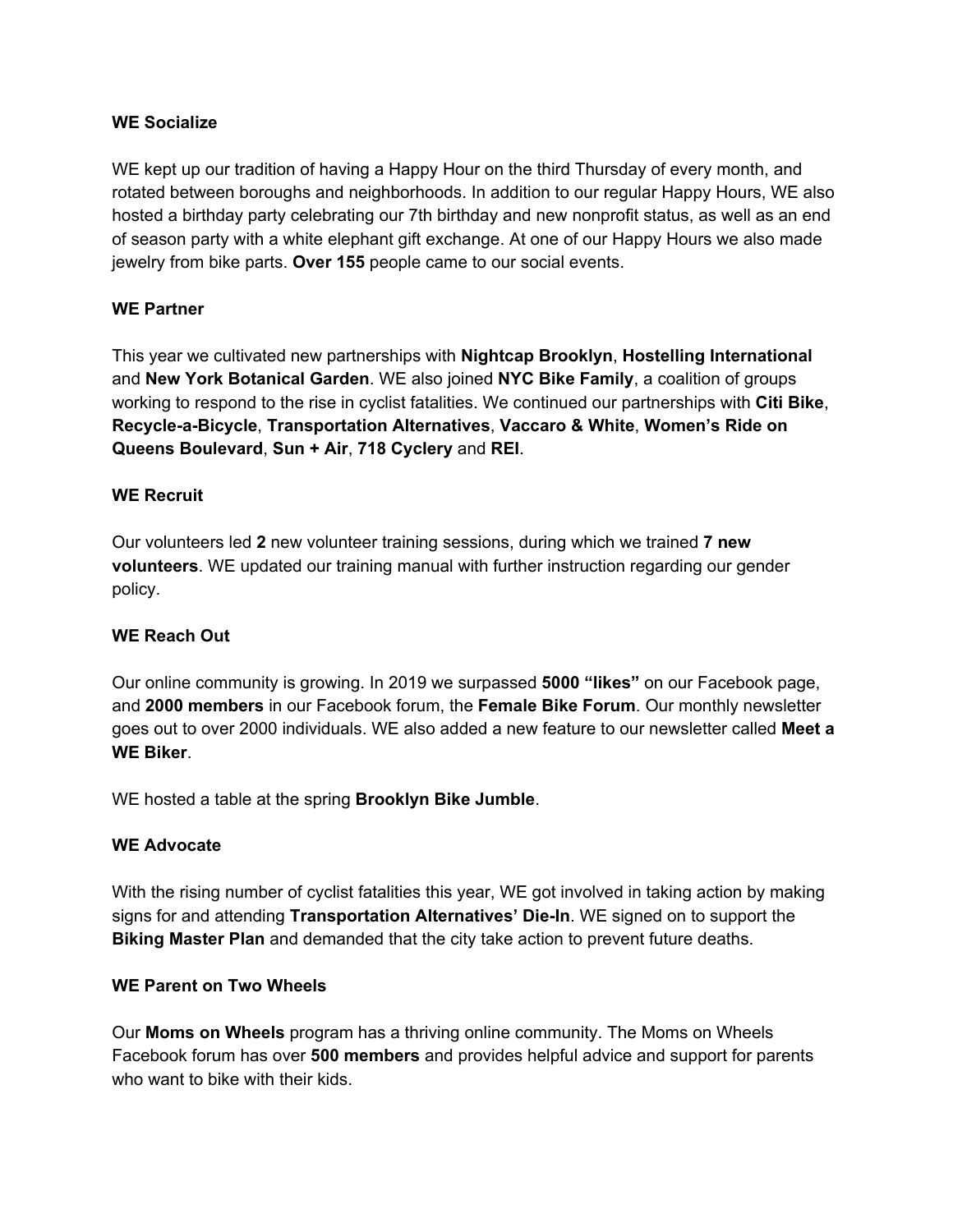**WE Socialize**

WE kept up our tradition of having a Happy Hour on the third Thursday of every month, and rotated between boroughs and neighborhoods. In addition to our regular Happy Hours, WE also hosted a birthday party celebrating our 7th birthday and new nonprofit status, as well as an end of season party with a white elephant gift exchange. At one of our Happy Hours we also made jewelry from bike parts. **Over 155** people came to our social events.

**WE Partner**

This year we cultivated new partnerships with **Nightcap Brooklyn**, **Hostelling International** and **New York Botanical Garden**. WE also joined **NYC Bike Family**, a coalition of groups working to respond to the rise in cyclist fatalities. We continued our partnerships with **Citi Bike**, **Recycle-a-Bicycle**, **Transportation Alternatives**, **Vaccaro & White**, **Women's Ride on Queens Boulevard**, **Sun + Air**, **718 Cyclery** and **REI**.

**WE Recruit**

Our volunteers led **2** new volunteer training sessions, during which we trained **7 new volunteers**. WE updated our training manual with further instruction regarding our gender policy.

**WE Reach Out**

Our online community is growing. In 2019 we surpassed **5000 "likes"** on our Facebook page, and **2000 members** in our Facebook forum, the **Female Bike Forum**. Our monthly newsletter goes out to over 2000 individuals. WE also added a new feature to our newsletter called **Meet a WE Biker**.

WE hosted a table at the spring **Brooklyn Bike Jumble**.

**WE Advocate**

With the rising number of cyclist fatalities this year, WE got involved in taking action by making signs for and attending **Transportation Alternatives' Die-In**. WE signed on to support the **Biking Master Plan** and demanded that the city take action to prevent future deaths.

**WE Parent on Two Wheels**

Our **Moms on Wheels** program has a thriving online community. The Moms on Wheels Facebook forum has over **500 members** and provides helpful advice and support for parents who want to bike with their kids.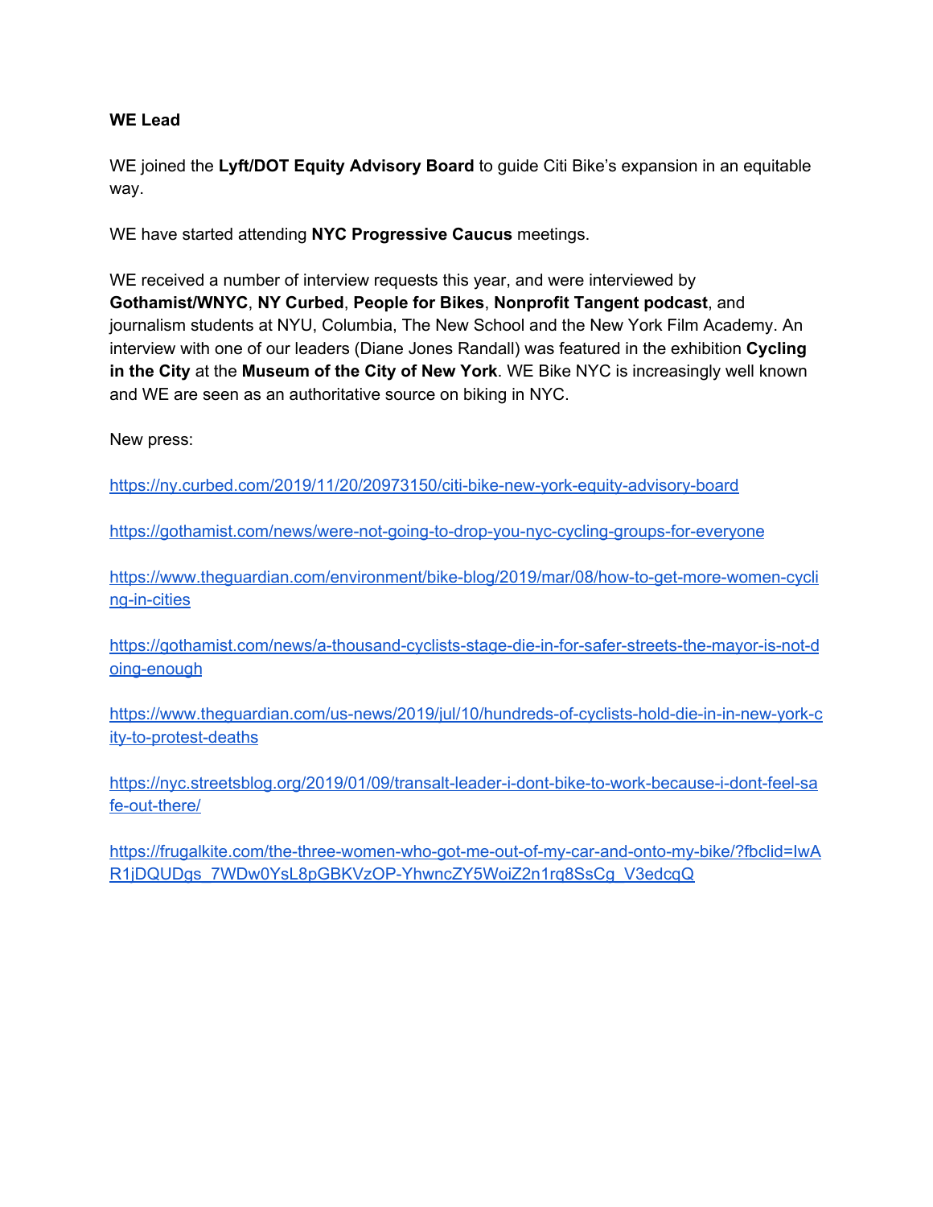**WE Lead**

WE joined the **Lyft/DOT Equity Advisory Board** to guide Citi Bike's expansion in an equitable way.

WE have started attending **NYC Progressive Caucus** meetings.

WE received a number of interview requests this year, and were interviewed by **Gothamist/WNYC**, **NY Curbed**, **People for Bikes**, **Nonprofit Tangent podcast**, and journalism students at NYU, Columbia, The New School and the New York Film Academy. An interview with one of our leaders (Diane Jones Randall) was featured in the exhibition **Cycling in the City** at the **Museum of the City of New York**. WE Bike NYC is increasingly well known and WE are seen as an authoritative source on biking in NYC.

New press:

https://ny.curbed.com/2019/11/20/20973150/citi-bike-new-york-equity-advisory-board

https://gothamist.com/news/were-not-going-to-drop-you-nyc-cycling-groups-for-everyone

https://www.theguardian.com/environment/bike-blog/2019/mar/08/how-to-get-more-women-cycling-in-cities

https://gothamist.com/news/a-thousand-cyclists-stage-die-in-for-safer-streets-the-mayor-is-not-doing-enough

https://www.theguardian.com/us-news/2019/jul/10/hundreds-of-cyclists-hold-die-in-in-new-york-city-to-protest-deaths

https://nyc.streetsblog.org/2019/01/09/transalt-leader-i-dont-bike-to-work-because-i-dont-feel-safe-out-there/

https://frugalkite.com/the-three-women-who-got-me-out-of-my-car-and-onto-my-bike/?fbclid=IwAR1jDQUDgs_7WDw0YsL8pGBKVzOP-YhwncZY5WoiZ2n1rq8SsCg_V3edcqQ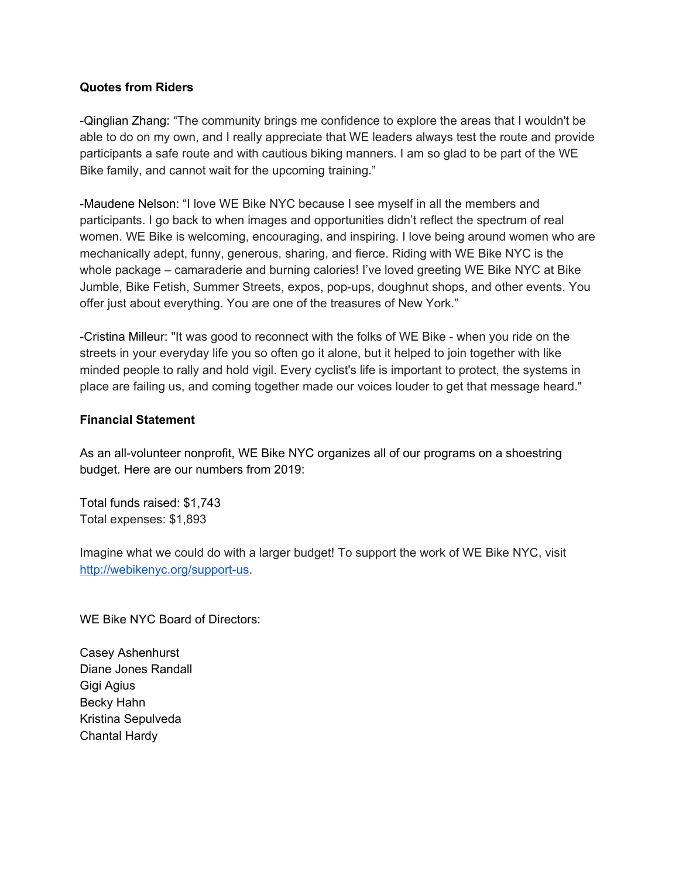**Quotes from Riders**

-Qinglian Zhang: “The community brings me confidence to explore the areas that I wouldn't be able to do on my own, and I really appreciate that WE leaders always test the route and provide participants a safe route and with cautious biking manners. I am so glad to be part of the WE Bike family, and cannot wait for the upcoming training.”

-Maudene Nelson: “I love WE Bike NYC because I see myself in all the members and participants. I go back to when images and opportunities didn’t reflect the spectrum of real women. WE Bike is welcoming, encouraging, and inspiring. I love being around women who are mechanically adept, funny, generous, sharing, and fierce. Riding with WE Bike NYC is the whole package – camaraderie and burning calories! I’ve loved greeting WE Bike NYC at Bike Jumble, Bike Fetish, Summer Streets, expos, pop-ups, doughnut shops, and other events. You offer just about everything. You are one of the treasures of New York.”

-Cristina Milleur: "It was good to reconnect with the folks of WE Bike - when you ride on the streets in your everyday life you so often go it alone, but it helped to join together with like minded people to rally and hold vigil. Every cyclist's life is important to protect, the systems in place are failing us, and coming together made our voices louder to get that message heard."

**Financial Statement**

As an all-volunteer nonprofit, WE Bike NYC organizes all of our programs on a shoestring budget. Here are our numbers from 2019:

Total funds raised: $1,743
Total expenses: $1,893

Imagine what we could do with a larger budget! To support the work of WE Bike NYC, visit [http://webikenyc.org/support-us](http://webikenyc.org/support-us).

WE Bike NYC Board of Directors:

Casey Ashenhurst
Diane Jones Randall
Gigi Agius
Becky Hahn
Kristina Sepulveda
Chantal Hardy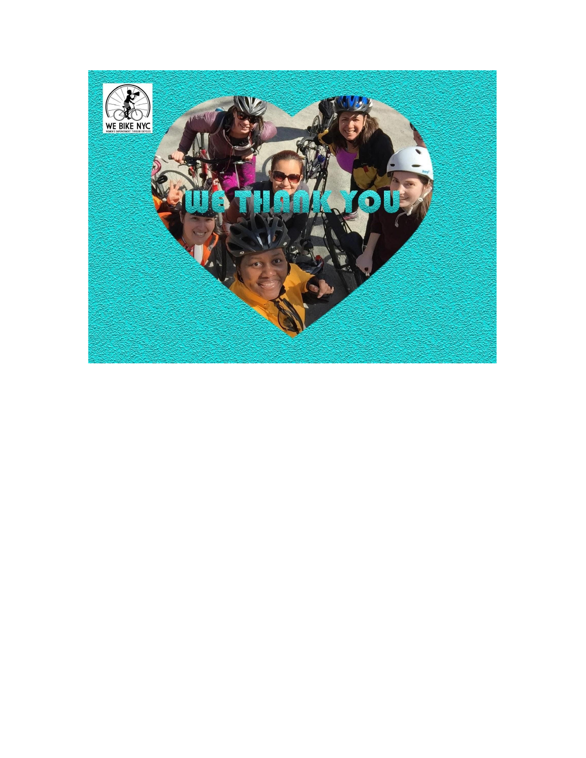WE BIKE NYC

WOMEN'S EMPOWERMENT THROUGH BICYCLES

WE THANK YOU